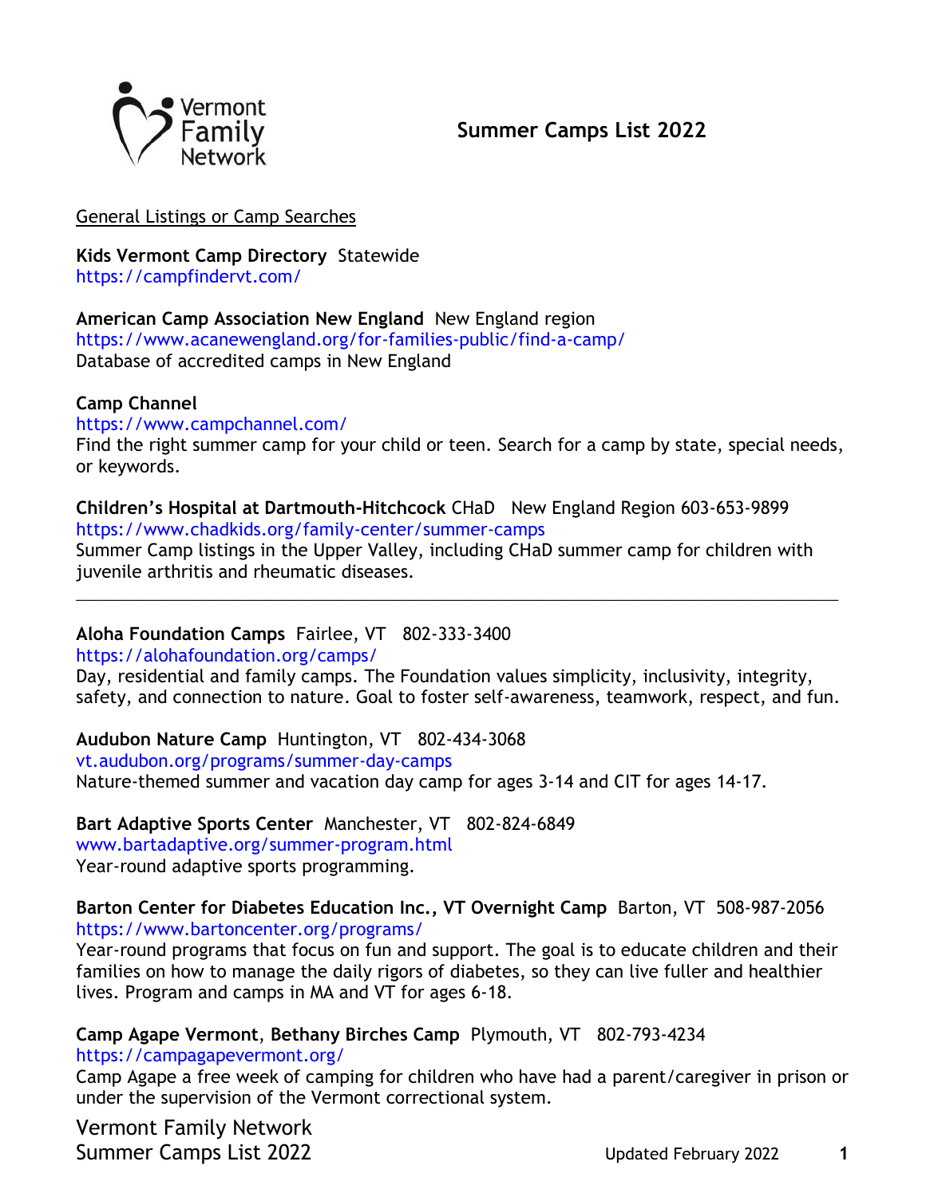Vermont Family Network

# Summer Camps List 2022

General Listings or Camp Searches

**Kids Vermont Camp Directory** Statewide
https://campfindervt.com/

**American Camp Association New England** New England region
https://www.acanewengland.org/for-families-public/find-a-camp/
Database of accredited camps in New England

**Camp Channel**
https://www.campchannel.com/
Find the right summer camp for your child or teen. Search for a camp by state, special needs, or keywords.

**Children's Hospital at Dartmouth-Hitchcock** CHaD New England Region 603-653-9899
https://www.chadkids.org/family-center/summer-camps
Summer Camp listings in the Upper Valley, including CHaD summer camp for children with juvenile arthritis and rheumatic diseases.

---

**Aloha Foundation Camps** Fairlee, VT 802-333-3400
https://alohafoundation.org/camps/
Day, residential and family camps. The Foundation values simplicity, inclusivity, integrity, safety, and connection to nature. Goal to foster self-awareness, teamwork, respect, and fun.

**Audubon Nature Camp** Huntington, VT 802-434-3068
vt.audubon.org/programs/summer-day-camps
Nature-themed summer and vacation day camp for ages 3-14 and CIT for ages 14-17.

**Bart Adaptive Sports Center** Manchester, VT 802-824-6849
www.bartadaptive.org/summer-program.html
Year-round adaptive sports programming.

**Barton Center for Diabetes Education Inc., VT Overnight Camp** Barton, VT 508-987-2056
https://www.bartoncenter.org/programs/
Year-round programs that focus on fun and support. The goal is to educate children and their families on how to manage the daily rigors of diabetes, so they can live fuller and healthier lives. Program and camps in MA and VT for ages 6-18.

**Camp Agape Vermont**, **Bethany Birches Camp** Plymouth, VT 802-793-4234
https://campagapevermont.org/
Camp Agape a free week of camping for children who have had a parent/caregiver in prison or under the supervision of the Vermont correctional system.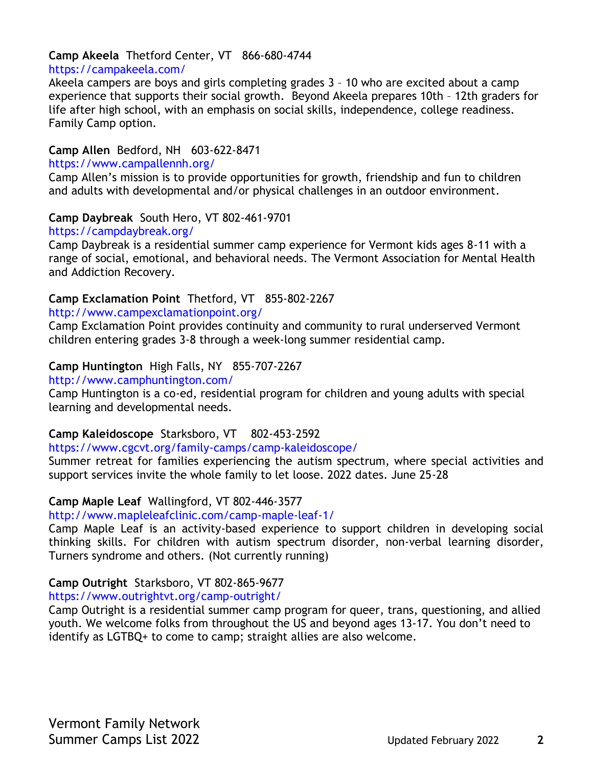**Camp Akeela** Thetford Center, VT 866-680-4744
https://campakeela.com/
Akeela campers are boys and girls completing grades 3 – 10 who are excited about a camp experience that supports their social growth. Beyond Akeela prepares 10th – 12th graders for life after high school, with an emphasis on social skills, independence, college readiness. Family Camp option.

**Camp Allen** Bedford, NH 603-622-8471
https://www.campallennh.org/
Camp Allen's mission is to provide opportunities for growth, friendship and fun to children and adults with developmental and/or physical challenges in an outdoor environment.

**Camp Daybreak** South Hero, VT 802-461-9701
https://campdaybreak.org/
Camp Daybreak is a residential summer camp experience for Vermont kids ages 8-11 with a range of social, emotional, and behavioral needs. The Vermont Association for Mental Health and Addiction Recovery.

**Camp Exclamation Point** Thetford, VT 855-802-2267
http://www.campexclamationpoint.org/
Camp Exclamation Point provides continuity and community to rural underserved Vermont children entering grades 3-8 through a week-long summer residential camp.

**Camp Huntington** High Falls, NY 855-707-2267
http://www.camphuntington.com/
Camp Huntington is a co-ed, residential program for children and young adults with special learning and developmental needs.

**Camp Kaleidoscope** Starksboro, VT 802-453-2592
https://www.cgcvt.org/family-camps/camp-kaleidoscope/
Summer retreat for families experiencing the autism spectrum, where special activities and support services invite the whole family to let loose. 2022 dates. June 25-28

**Camp Maple Leaf** Wallingford, VT 802-446-3577
http://www.mapleleafclinic.com/camp-maple-leaf-1/
Camp Maple Leaf is an activity-based experience to support children in developing social thinking skills. For children with autism spectrum disorder, non-verbal learning disorder, Turners syndrome and others. (Not currently running)

**Camp Outright** Starksboro, VT 802-865-9677
https://www.outrightvt.org/camp-outright/
Camp Outright is a residential summer camp program for queer, trans, questioning, and allied youth. We welcome folks from throughout the US and beyond ages 13-17. You don't need to identify as LGTBQ+ to come to camp; straight allies are also welcome.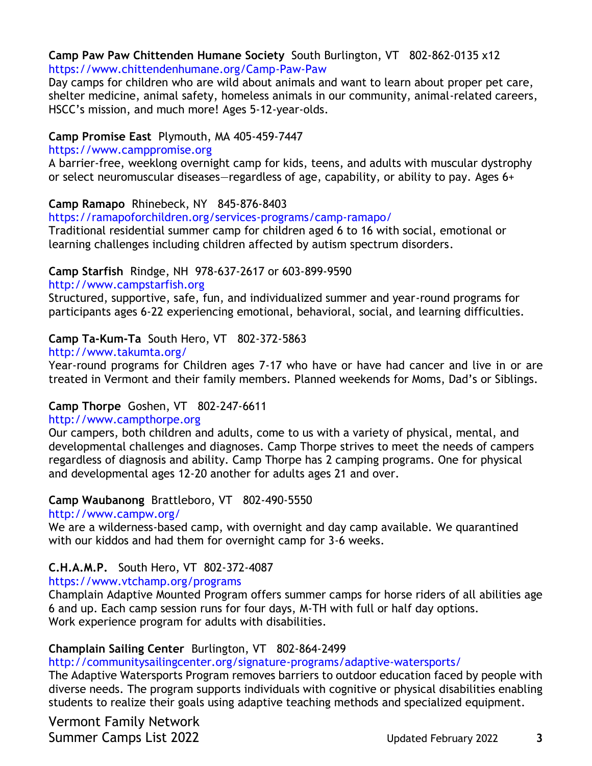**Camp Paw Paw Chittenden Humane Society** South Burlington, VT 802-862-0135 x12
https://www.chittendenhumane.org/Camp-Paw-Paw
Day camps for children who are wild about animals and want to learn about proper pet care, shelter medicine, animal safety, homeless animals in our community, animal-related careers, HSCC's mission, and much more! Ages 5-12-year-olds.

**Camp Promise East** Plymouth, MA 405-459-7447
https://www.camppromise.org
A barrier-free, weeklong overnight camp for kids, teens, and adults with muscular dystrophy or select neuromuscular diseases—regardless of age, capability, or ability to pay. Ages 6+

**Camp Ramapo** Rhinebeck, NY 845-876-8403
https://ramapoforchildren.org/services-programs/camp-ramapo/
Traditional residential summer camp for children aged 6 to 16 with social, emotional or learning challenges including children affected by autism spectrum disorders.

**Camp Starfish** Rindge, NH 978-637-2617 or 603-899-9590
http://www.campstarfish.org
Structured, supportive, safe, fun, and individualized summer and year-round programs for participants ages 6-22 experiencing emotional, behavioral, social, and learning difficulties.

**Camp Ta-Kum-Ta** South Hero, VT 802-372-5863
http://www.takumta.org/
Year-round programs for Children ages 7-17 who have or have had cancer and live in or are treated in Vermont and their family members. Planned weekends for Moms, Dad's or Siblings.

**Camp Thorpe** Goshen, VT 802-247-6611
http://www.campthorpe.org
Our campers, both children and adults, come to us with a variety of physical, mental, and developmental challenges and diagnoses. Camp Thorpe strives to meet the needs of campers regardless of diagnosis and ability. Camp Thorpe has 2 camping programs. One for physical and developmental ages 12-20 another for adults ages 21 and over.

**Camp Waubanong** Brattleboro, VT 802-490-5550
http://www.campw.org/
We are a wilderness-based camp, with overnight and day camp available. We quarantined with our kiddos and had them for overnight camp for 3-6 weeks.

**C.H.A.M.P.** South Hero, VT 802-372-4087
https://www.vtchamp.org/programs
Champlain Adaptive Mounted Program offers summer camps for horse riders of all abilities age 6 and up. Each camp session runs for four days, M-TH with full or half day options.
Work experience program for adults with disabilities.

**Champlain Sailing Center** Burlington, VT 802-864-2499
http://communitysailingcenter.org/signature-programs/adaptive-watersports/
The Adaptive Watersports Program removes barriers to outdoor education faced by people with diverse needs. The program supports individuals with cognitive or physical disabilities enabling students to realize their goals using adaptive teaching methods and specialized equipment.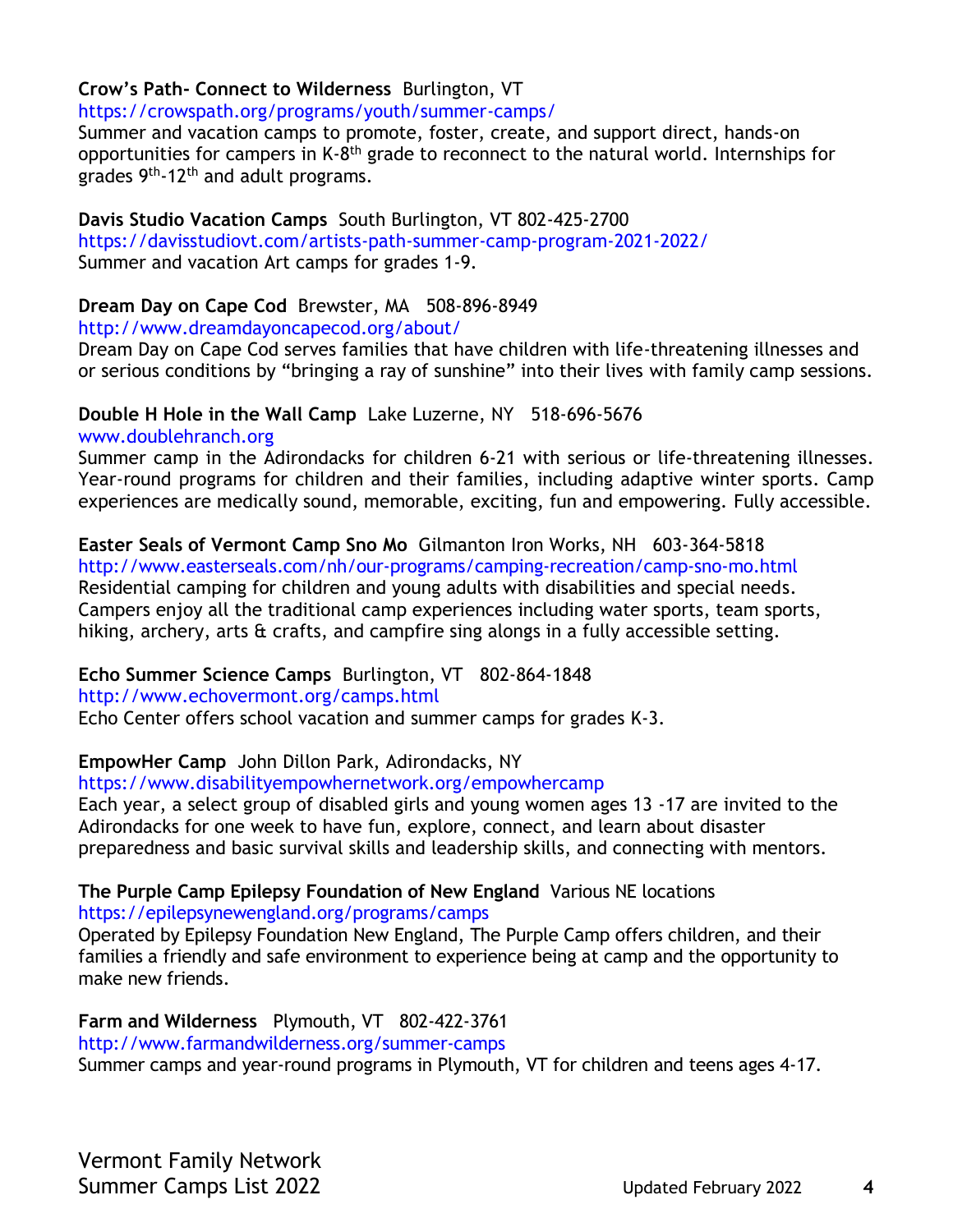**Crow's Path- Connect to Wilderness** Burlington, VT
https://crowspath.org/programs/youth/summer-camps/
Summer and vacation camps to promote, foster, create, and support direct, hands-on opportunities for campers in K-8th grade to reconnect to the natural world. Internships for grades 9th-12th and adult programs.

**Davis Studio Vacation Camps** South Burlington, VT 802-425-2700
https://davisstudiovt.com/artists-path-summer-camp-program-2021-2022/
Summer and vacation Art camps for grades 1-9.

**Dream Day on Cape Cod** Brewster, MA 508-896-8949
http://www.dreamdayoncapecod.org/about/
Dream Day on Cape Cod serves families that have children with life-threatening illnesses and or serious conditions by "bringing a ray of sunshine" into their lives with family camp sessions.

**Double H Hole in the Wall Camp** Lake Luzerne, NY 518-696-5676
www.doublehranch.org
Summer camp in the Adirondacks for children 6-21 with serious or life-threatening illnesses. Year-round programs for children and their families, including adaptive winter sports. Camp experiences are medically sound, memorable, exciting, fun and empowering. Fully accessible.

**Easter Seals of Vermont Camp Sno Mo** Gilmanton Iron Works, NH 603-364-5818
http://www.easterseals.com/nh/our-programs/camping-recreation/camp-sno-mo.html
Residential camping for children and young adults with disabilities and special needs. Campers enjoy all the traditional camp experiences including water sports, team sports, hiking, archery, arts & crafts, and campfire sing alongs in a fully accessible setting.

**Echo Summer Science Camps** Burlington, VT 802-864-1848
http://www.echovermont.org/camps.html
Echo Center offers school vacation and summer camps for grades K-3.

**EmpowHer Camp** John Dillon Park, Adirondacks, NY
https://www.disabilityempowhernetwork.org/empowhercamp
Each year, a select group of disabled girls and young women ages 13 -17 are invited to the Adirondacks for one week to have fun, explore, connect, and learn about disaster preparedness and basic survival skills and leadership skills, and connecting with mentors.

**The Purple Camp Epilepsy Foundation of New England** Various NE locations
https://epilepsynewengland.org/programs/camps
Operated by Epilepsy Foundation New England, The Purple Camp offers children, and their families a friendly and safe environment to experience being at camp and the opportunity to make new friends.

**Farm and Wilderness** Plymouth, VT 802-422-3761
http://www.farmandwilderness.org/summer-camps
Summer camps and year-round programs in Plymouth, VT for children and teens ages 4-17.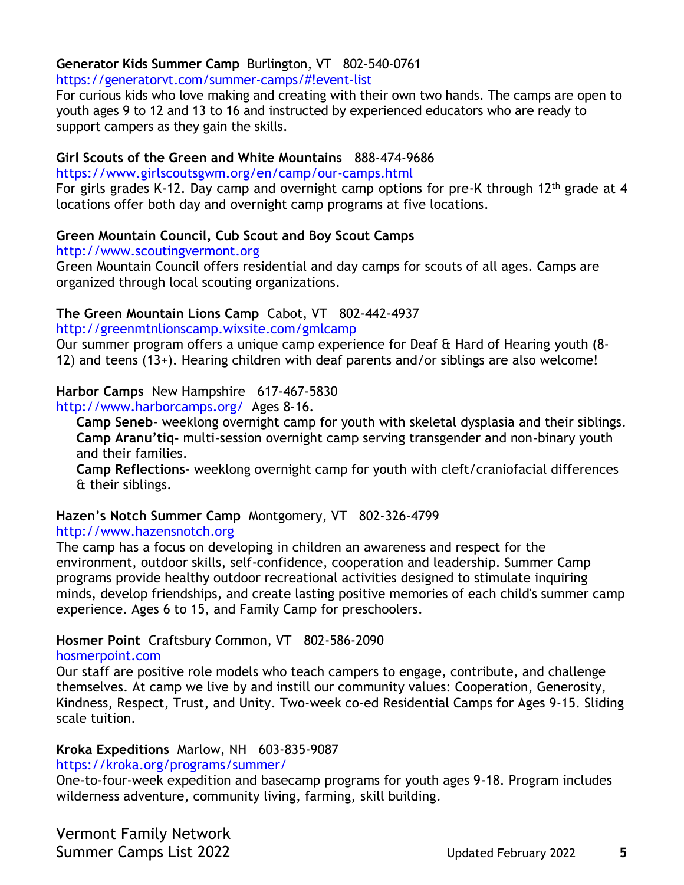**Generator Kids Summer Camp** Burlington, VT 802-540-0761
https://generatorvt.com/summer-camps/#!event-list
For curious kids who love making and creating with their own two hands. The camps are open to youth ages 9 to 12 and 13 to 16 and instructed by experienced educators who are ready to support campers as they gain the skills.

**Girl Scouts of the Green and White Mountains** 888-474-9686
https://www.girlscoutsgwm.org/en/camp/our-camps.html
For girls grades K-12. Day camp and overnight camp options for pre-K through 12th grade at 4 locations offer both day and overnight camp programs at five locations.

**Green Mountain Council, Cub Scout and Boy Scout Camps**
http://www.scoutingvermont.org
Green Mountain Council offers residential and day camps for scouts of all ages. Camps are organized through local scouting organizations.

**The Green Mountain Lions Camp** Cabot, VT 802-442-4937
http://greenmtnlionscamp.wixsite.com/gmlcamp
Our summer program offers a unique camp experience for Deaf & Hard of Hearing youth (8-12) and teens (13+). Hearing children with deaf parents and/or siblings are also welcome!

**Harbor Camps** New Hampshire 617-467-5830
http://www.harborcamps.org/ Ages 8-16.

- **Camp Seneb**- weeklong overnight camp for youth with skeletal dysplasia and their siblings.
- **Camp Aranu'tiq-** multi-session overnight camp serving transgender and non-binary youth and their families.
- **Camp Reflections-** weeklong overnight camp for youth with cleft/craniofacial differences & their siblings.

**Hazen's Notch Summer Camp** Montgomery, VT 802-326-4799
http://www.hazensnotch.org
The camp has a focus on developing in children an awareness and respect for the environment, outdoor skills, self-confidence, cooperation and leadership. Summer Camp programs provide healthy outdoor recreational activities designed to stimulate inquiring minds, develop friendships, and create lasting positive memories of each child's summer camp experience. Ages 6 to 15, and Family Camp for preschoolers.

**Hosmer Point** Craftsbury Common, VT 802-586-2090
hosmerpoint.com
Our staff are positive role models who teach campers to engage, contribute, and challenge themselves. At camp we live by and instill our community values: Cooperation, Generosity, Kindness, Respect, Trust, and Unity. Two-week co-ed Residential Camps for Ages 9-15. Sliding scale tuition.

**Kroka Expeditions** Marlow, NH 603-835-9087
https://kroka.org/programs/summer/
One-to-four-week expedition and basecamp programs for youth ages 9-18. Program includes wilderness adventure, community living, farming, skill building.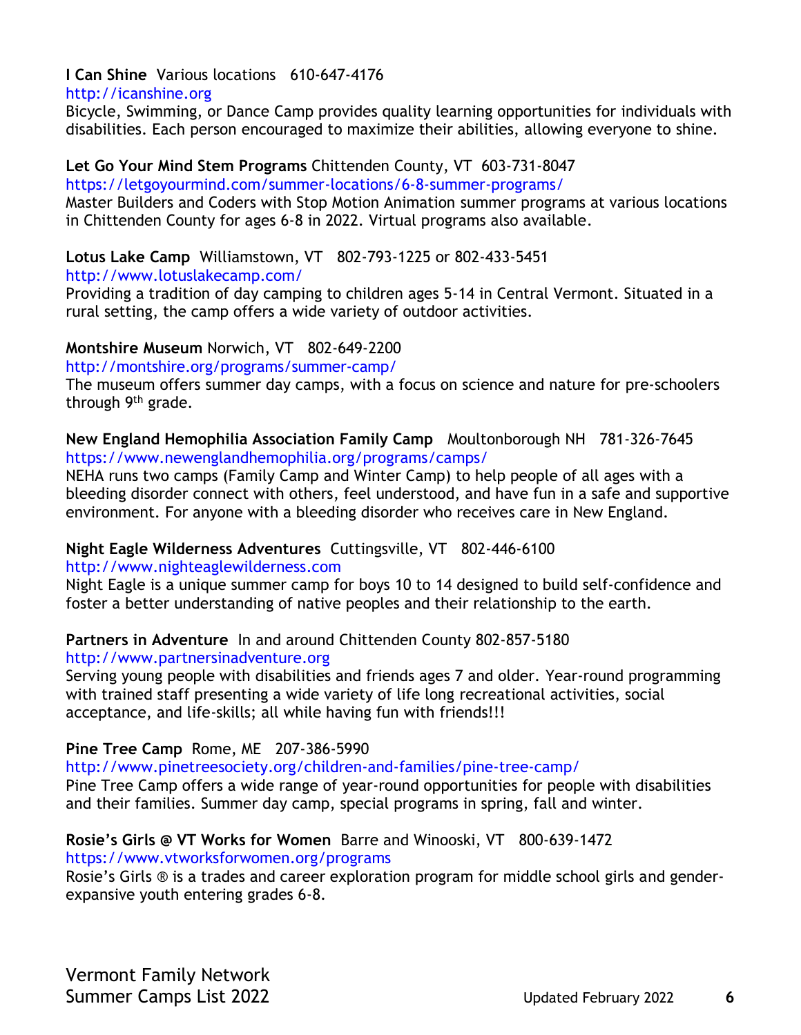**I Can Shine** Various locations 610-647-4176
http://icanshine.org
Bicycle, Swimming, or Dance Camp provides quality learning opportunities for individuals with disabilities. Each person encouraged to maximize their abilities, allowing everyone to shine.

**Let Go Your Mind Stem Programs** Chittenden County, VT 603-731-8047
https://letgoyourmind.com/summer-locations/6-8-summer-programs/
Master Builders and Coders with Stop Motion Animation summer programs at various locations in Chittenden County for ages 6-8 in 2022. Virtual programs also available.

**Lotus Lake Camp** Williamstown, VT 802-793-1225 or 802-433-5451
http://www.lotuslakecamp.com/
Providing a tradition of day camping to children ages 5-14 in Central Vermont. Situated in a rural setting, the camp offers a wide variety of outdoor activities.

**Montshire Museum** Norwich, VT 802-649-2200
http://montshire.org/programs/summer-camp/
The museum offers summer day camps, with a focus on science and nature for pre-schoolers through 9th grade.

**New England Hemophilia Association Family Camp** Moultonborough NH 781-326-7645
https://www.newenglandhemophilia.org/programs/camps/
NEHA runs two camps (Family Camp and Winter Camp) to help people of all ages with a bleeding disorder connect with others, feel understood, and have fun in a safe and supportive environment. For anyone with a bleeding disorder who receives care in New England.

**Night Eagle Wilderness Adventures** Cuttingsville, VT 802-446-6100
http://www.nighteaglewilderness.com
Night Eagle is a unique summer camp for boys 10 to 14 designed to build self-confidence and foster a better understanding of native peoples and their relationship to the earth.

**Partners in Adventure** In and around Chittenden County 802-857-5180
http://www.partnersinadventure.org
Serving young people with disabilities and friends ages 7 and older. Year-round programming with trained staff presenting a wide variety of life long recreational activities, social acceptance, and life-skills; all while having fun with friends!!!

**Pine Tree Camp** Rome, ME 207-386-5990
http://www.pinetreesociety.org/children-and-families/pine-tree-camp/
Pine Tree Camp offers a wide range of year-round opportunities for people with disabilities and their families. Summer day camp, special programs in spring, fall and winter.

**Rosie's Girls @ VT Works for Women** Barre and Winooski, VT 800-639-1472
https://www.vtworksforwomen.org/programs
Rosie's Girls ® is a trades and career exploration program for middle school girls and gender-expansive youth entering grades 6-8.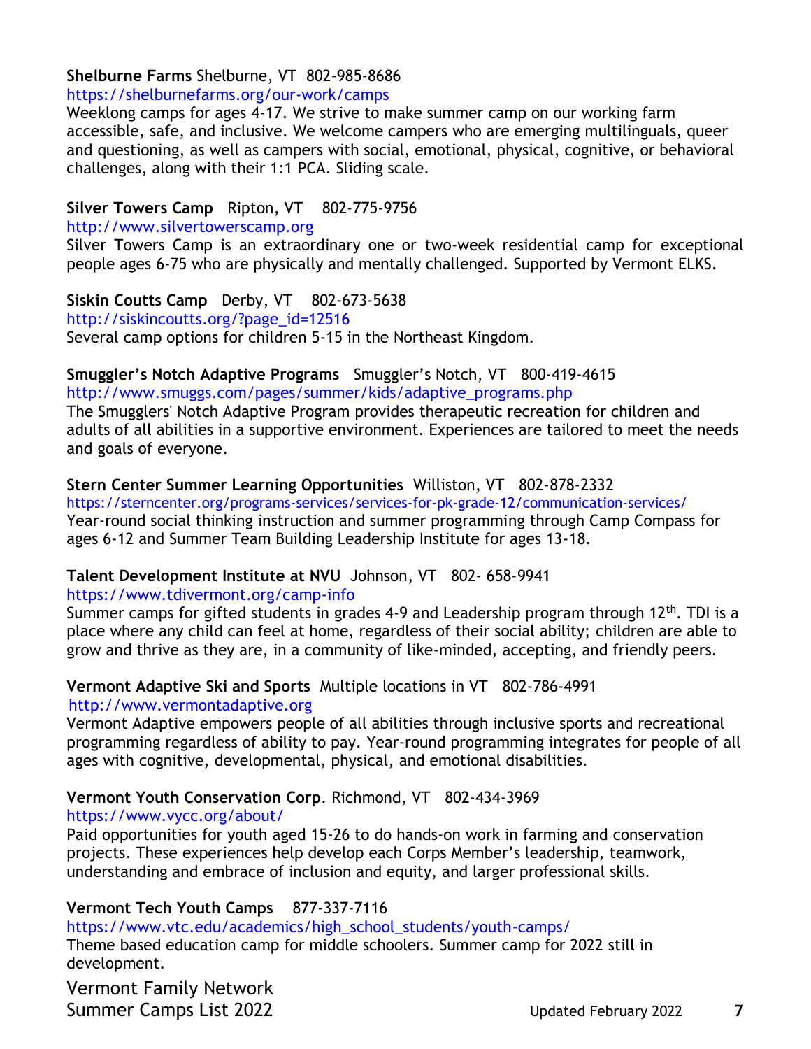**Shelburne Farms** Shelburne, VT 802-985-8686
https://shelburnefarms.org/our-work/camps
Weeklong camps for ages 4-17. We strive to make summer camp on our working farm accessible, safe, and inclusive. We welcome campers who are emerging multilinguals, queer and questioning, as well as campers with social, emotional, physical, cognitive, or behavioral challenges, along with their 1:1 PCA. Sliding scale.

**Silver Towers Camp** Ripton, VT 802-775-9756
http://www.silvertowerscamp.org
Silver Towers Camp is an extraordinary one or two-week residential camp for exceptional people ages 6-75 who are physically and mentally challenged. Supported by Vermont ELKS.

**Siskin Coutts Camp** Derby, VT 802-673-5638
http://siskincoutts.org/?page_id=12516
Several camp options for children 5-15 in the Northeast Kingdom.

**Smuggler's Notch Adaptive Programs** Smuggler's Notch, VT 800-419-4615
http://www.smuggs.com/pages/summer/kids/adaptive_programs.php
The Smugglers' Notch Adaptive Program provides therapeutic recreation for children and adults of all abilities in a supportive environment. Experiences are tailored to meet the needs and goals of everyone.

**Stern Center Summer Learning Opportunities** Williston, VT 802-878-2332
https://sterncenter.org/programs-services/services-for-pk-grade-12/communication-services/
Year-round social thinking instruction and summer programming through Camp Compass for ages 6-12 and Summer Team Building Leadership Institute for ages 13-18.

**Talent Development Institute at NVU** Johnson, VT 802- 658-9941
https://www.tdivermont.org/camp-info
Summer camps for gifted students in grades 4-9 and Leadership program through 12th. TDI is a place where any child can feel at home, regardless of their social ability; children are able to grow and thrive as they are, in a community of like-minded, accepting, and friendly peers.

**Vermont Adaptive Ski and Sports** Multiple locations in VT 802-786-4991
http://www.vermontadaptive.org
Vermont Adaptive empowers people of all abilities through inclusive sports and recreational programming regardless of ability to pay. Year-round programming integrates for people of all ages with cognitive, developmental, physical, and emotional disabilities.

**Vermont Youth Conservation Corp**. Richmond, VT 802-434-3969
https://www.vycc.org/about/
Paid opportunities for youth aged 15-26 to do hands-on work in farming and conservation projects. These experiences help develop each Corps Member's leadership, teamwork, understanding and embrace of inclusion and equity, and larger professional skills.

**Vermont Tech Youth Camps** 877-337-7116
https://www.vtc.edu/academics/high_school_students/youth-camps/
Theme based education camp for middle schoolers. Summer camp for 2022 still in development.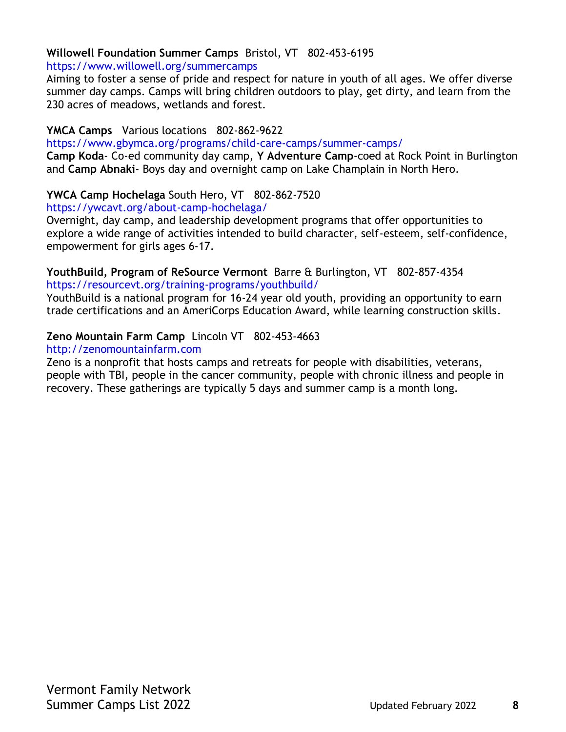**Willowell Foundation Summer Camps** Bristol, VT 802-453-6195
https://www.willowell.org/summercamps
Aiming to foster a sense of pride and respect for nature in youth of all ages. We offer diverse summer day camps. Camps will bring children outdoors to play, get dirty, and learn from the 230 acres of meadows, wetlands and forest.

**YMCA Camps** Various locations 802-862-9622
https://www.gbymca.org/programs/child-care-camps/summer-camps/
**Camp Koda**- Co-ed community day camp, **Y Adventure Camp**-coed at Rock Point in Burlington and **Camp Abnaki**- Boys day and overnight camp on Lake Champlain in North Hero.

**YWCA Camp Hochelaga** South Hero, VT 802-862-7520
https://ywcavt.org/about-camp-hochelaga/
Overnight, day camp, and leadership development programs that offer opportunities to explore a wide range of activities intended to build character, self-esteem, self-confidence, empowerment for girls ages 6-17.

**YouthBuild, Program of ReSource Vermont** Barre & Burlington, VT 802-857-4354
https://resourcevt.org/training-programs/youthbuild/
YouthBuild is a national program for 16-24 year old youth, providing an opportunity to earn trade certifications and an AmeriCorps Education Award, while learning construction skills.

**Zeno Mountain Farm Camp** Lincoln VT 802-453-4663
http://zenomountainfarm.com
Zeno is a nonprofit that hosts camps and retreats for people with disabilities, veterans, people with TBI, people in the cancer community, people with chronic illness and people in recovery. These gatherings are typically 5 days and summer camp is a month long.